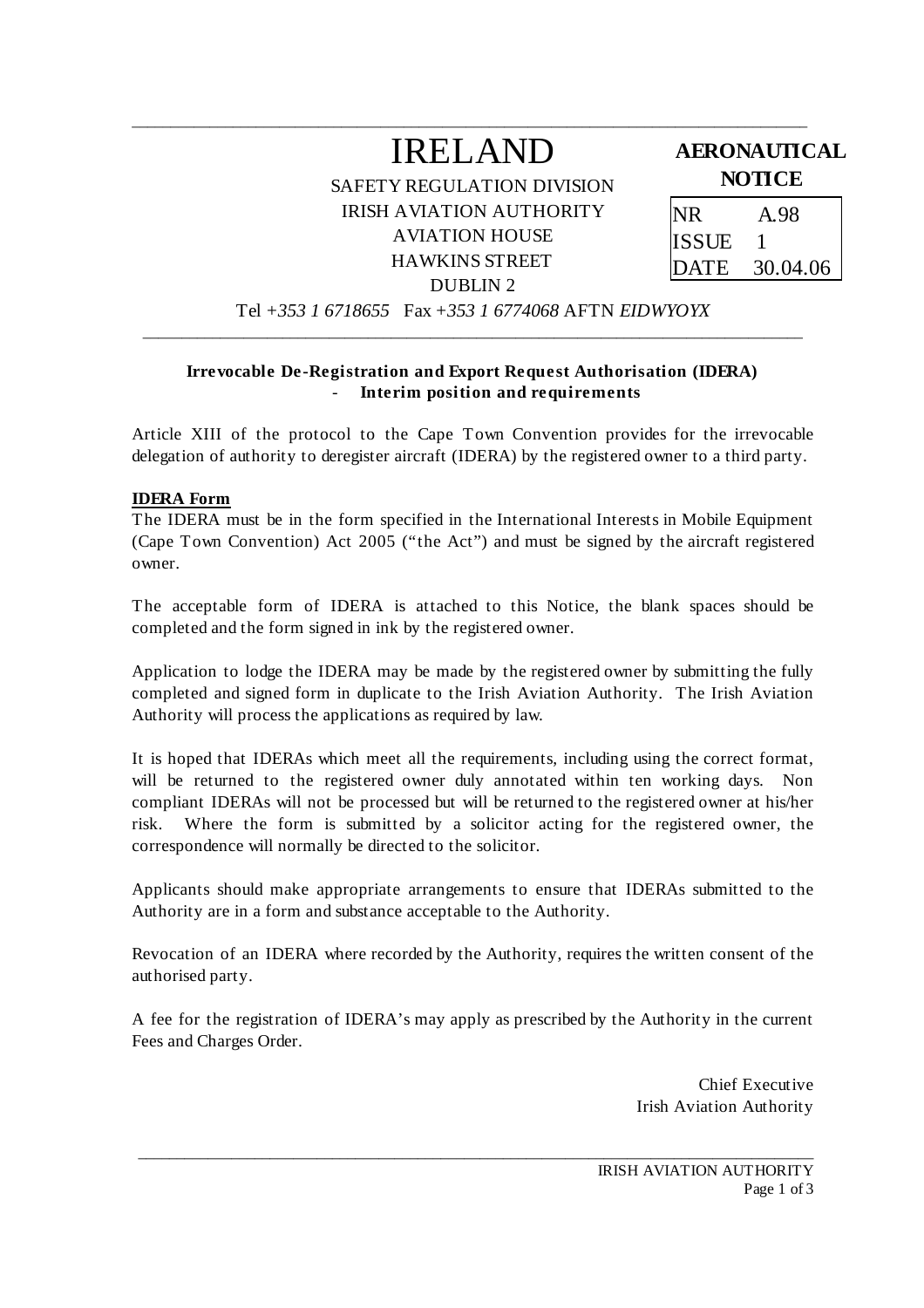# IRELAND

SAFETY REGULATION DIVISION
IRISH AVIATION AUTHORITY
AVIATION HOUSE
HAWKINS STREET
DUBLIN 2

Tel *+353 1 6718655* Fax *+353 1 6774068* AFTN *EIDWYOYX*

**AERONAUTICAL NOTICE**

| | |
|---|---|
| NR | A.98 |
| ISSUE | 1 |
| DATE | 30.04.06 |

**Irrevocable De-Registration and Export Request Authorisation (IDERA) - Interim position and requirements**

Article XIII of the protocol to the Cape Town Convention provides for the irrevocable delegation of authority to deregister aircraft (IDERA) by the registered owner to a third party.

**IDERA Form**

The IDERA must be in the form specified in the International Interests in Mobile Equipment (Cape Town Convention) Act 2005 ("the Act") and must be signed by the aircraft registered owner.

The acceptable form of IDERA is attached to this Notice, the blank spaces should be completed and the form signed in ink by the registered owner.

Application to lodge the IDERA may be made by the registered owner by submitting the fully completed and signed form in duplicate to the Irish Aviation Authority. The Irish Aviation Authority will process the applications as required by law.

It is hoped that IDERAs which meet all the requirements, including using the correct format, will be returned to the registered owner duly annotated within ten working days. Non compliant IDERAs will not be processed but will be returned to the registered owner at his/her risk. Where the form is submitted by a solicitor acting for the registered owner, the correspondence will normally be directed to the solicitor.

Applicants should make appropriate arrangements to ensure that IDERAs submitted to the Authority are in a form and substance acceptable to the Authority.

Revocation of an IDERA where recorded by the Authority, requires the written consent of the authorised party.

A fee for the registration of IDERA's may apply as prescribed by the Authority in the current Fees and Charges Order.

Chief Executive
Irish Aviation Authority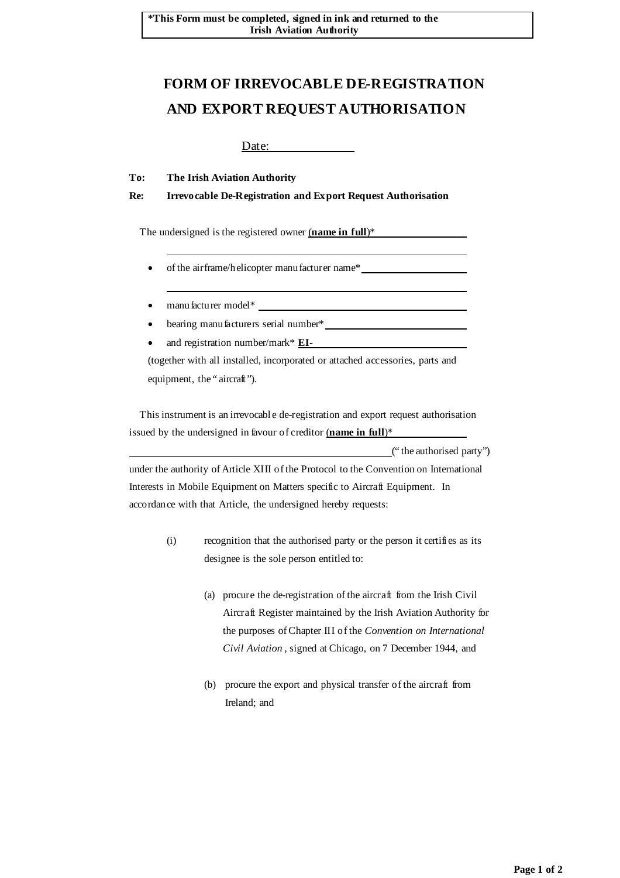**\*This Form must be completed, signed in ink and returned to the Irish Aviation Authority**

# FORM OF IRREVOCABLE DE-REGISTRATION AND EXPORT REQUEST AUTHORISATION

Date:\_\_\_\_\_\_\_\_\_\_\_\_\_\_

**To:** **The Irish Aviation Authority**

**Re:** **Irrevocable De-Registration and Export Request Authorisation**

The undersigned is the registered owner **(name in full)**\*\_\_\_\_\_\_\_\_\_\_\_\_\_\_\_\_\_\_

\_\_\_\_\_\_\_\_\_\_\_\_\_\_\_\_\_\_\_\_\_\_\_\_\_\_\_\_\_\_\_\_\_\_\_\_\_\_\_\_\_\_\_\_\_\_\_\_\_\_

- of the airframe/helicopter manufacturer name\*\_\_\_\_\_\_\_\_\_\_\_\_\_\_\_\_\_\_\_\_

  \_\_\_\_\_\_\_\_\_\_\_\_\_\_\_\_\_\_\_\_\_\_\_\_\_\_\_\_\_\_\_\_\_\_\_\_\_\_\_\_\_\_\_\_\_\_\_\_\_\_
- manufacturer model\* \_\_\_\_\_\_\_\_\_\_\_\_\_\_\_\_\_\_\_\_\_\_\_\_\_\_\_\_\_\_\_\_\_\_
- bearing manufacturers serial number\*\_\_\_\_\_\_\_\_\_\_\_\_\_\_\_\_\_\_\_\_\_\_\_\_\_\_\_
- and registration number/mark\* **EI-**\_\_\_\_\_\_\_\_\_\_\_\_\_\_\_\_\_\_\_\_\_\_\_\_\_\_\_\_

(together with all installed, incorporated or attached accessories, parts and equipment, the "aircraft").

This instrument is an irrevocable de-registration and export request authorisation issued by the undersigned in favour of creditor **(name in full)**\*\_\_\_\_\_\_\_\_\_\_\_\_\_\_

\_\_\_\_\_\_\_\_\_\_\_\_\_\_\_\_\_\_\_\_\_\_\_\_\_\_\_\_\_\_\_\_\_\_\_\_\_\_\_\_\_\_\_\_\_\_\_\_\_\_\_\_("the authorised party") under the authority of Article XIII of the Protocol to the Convention on International Interests in Mobile Equipment on Matters specific to Aircraft Equipment. In accordance with that Article, the undersigned hereby requests:

(i) recognition that the authorised party or the person it certifies as its designee is the sole person entitled to:

(a) procure the de-registration of the aircraft from the Irish Civil Aircraft Register maintained by the Irish Aviation Authority for the purposes of Chapter III of the *Convention on International Civil Aviation*, signed at Chicago, on 7 December 1944, and

(b) procure the export and physical transfer of the aircraft from Ireland; and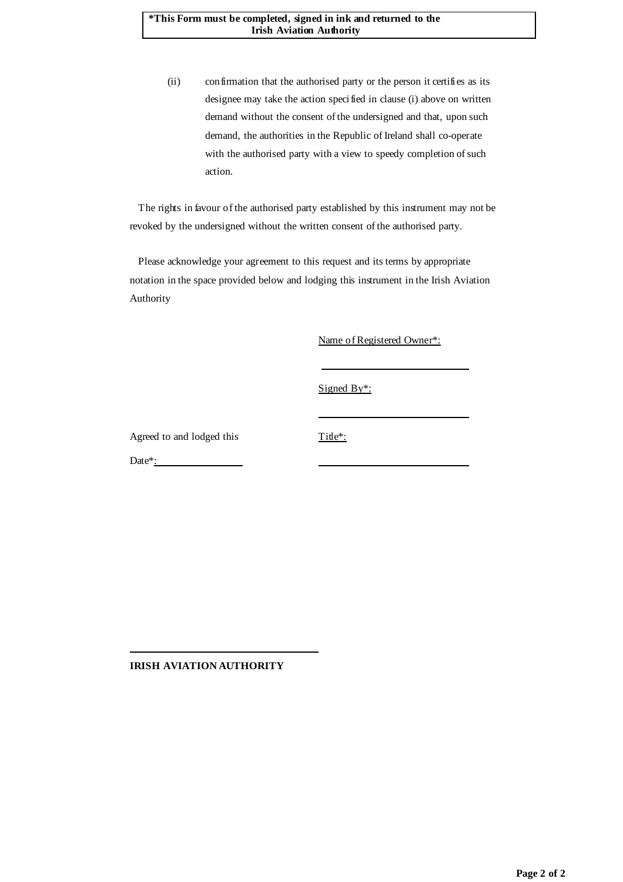**\*This Form must be completed, signed in ink and returned to the Irish Aviation Authority**

(ii) confirmation that the authorised party or the person it certifies as its designee may take the action specified in clause (i) above on written demand without the consent of the undersigned and that, upon such demand, the authorities in the Republic of Ireland shall co-operate with the authorised party with a view to speedy completion of such action.

The rights in favour of the authorised party established by this instrument may not be revoked by the undersigned without the written consent of the authorised party.

Please acknowledge your agreement to this request and its terms by appropriate notation in the space provided below and lodging this instrument in the Irish Aviation Authority

Name of Registered Owner*:

______________________________

Signed By*:

______________________________

Title*:

______________________________

Agreed to and lodged this

Date*: ________________

______________________________

**IRISH AVIATION AUTHORITY**